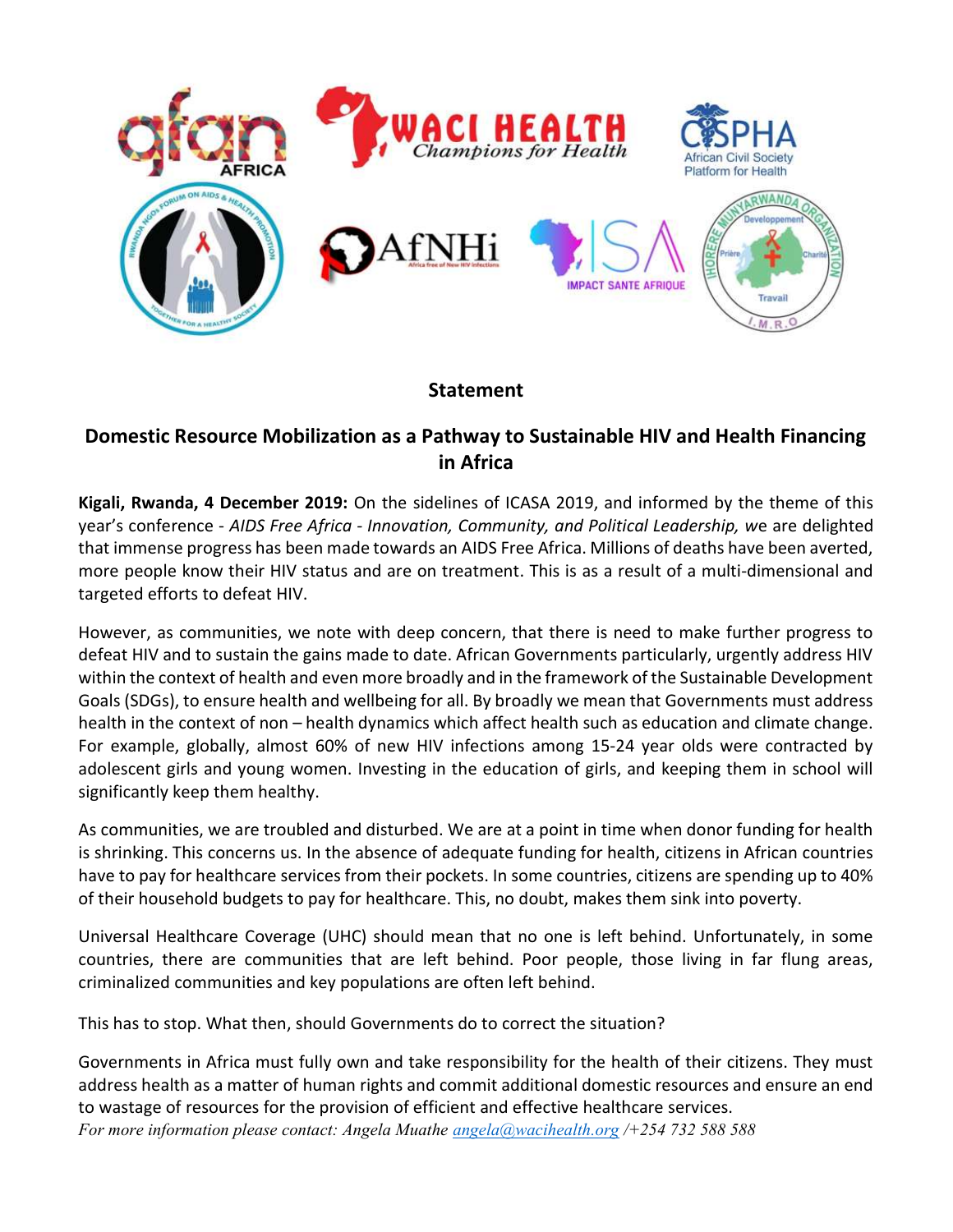## Statement

## Domestic Resource Mobilization as a Pathway to Sustainable HIV and Health Financing in Africa

**Kigali, Rwanda, 4 December 2019:** On the sidelines of ICASA 2019, and informed by the theme of this year's conference - *AIDS Free Africa - Innovation, Community, and Political Leadership,* we are delighted that immense progress has been made towards an AIDS Free Africa. Millions of deaths have been averted, more people know their HIV status and are on treatment. This is as a result of a multi-dimensional and targeted efforts to defeat HIV.

However, as communities, we note with deep concern, that there is need to make further progress to defeat HIV and to sustain the gains made to date. African Governments particularly, urgently address HIV within the context of health and even more broadly and in the framework of the Sustainable Development Goals (SDGs), to ensure health and wellbeing for all. By broadly we mean that Governments must address health in the context of non – health dynamics which affect health such as education and climate change. For example, globally, almost 60% of new HIV infections among 15-24 year olds were contracted by adolescent girls and young women. Investing in the education of girls, and keeping them in school will significantly keep them healthy.

As communities, we are troubled and disturbed. We are at a point in time when donor funding for health is shrinking. This concerns us. In the absence of adequate funding for health, citizens in African countries have to pay for healthcare services from their pockets. In some countries, citizens are spending up to 40% of their household budgets to pay for healthcare. This, no doubt, makes them sink into poverty.

Universal Healthcare Coverage (UHC) should mean that no one is left behind. Unfortunately, in some countries, there are communities that are left behind. Poor people, those living in far flung areas, criminalized communities and key populations are often left behind.

This has to stop. What then, should Governments do to correct the situation?

Governments in Africa must fully own and take responsibility for the health of their citizens. They must address health as a matter of human rights and commit additional domestic resources and ensure an end to wastage of resources for the provision of efficient and effective healthcare services.

*For more information please contact: Angela Muathe [angela@wacihealth.org](mailto:angela@wacihealth.org) /+254 732 588 588*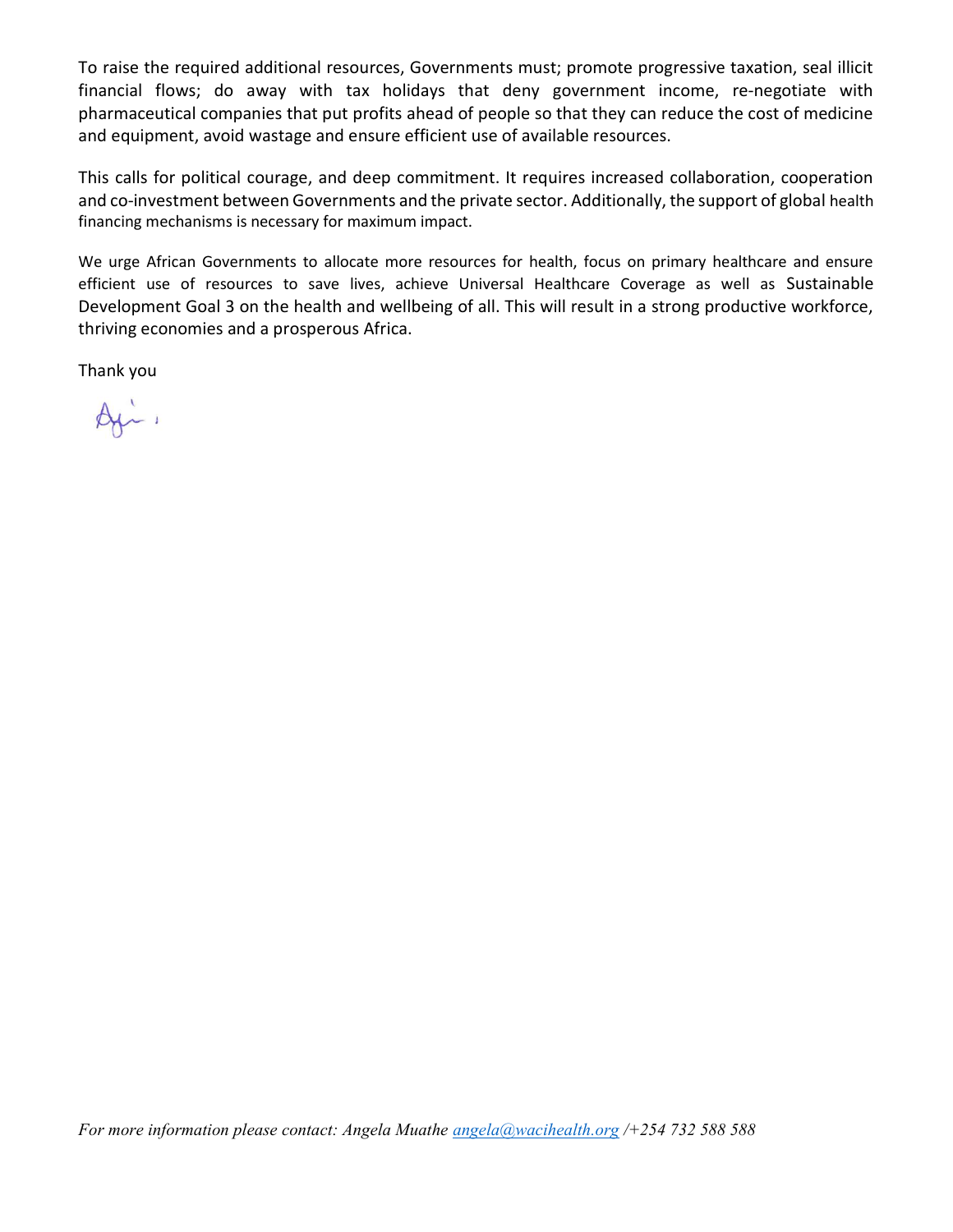To raise the required additional resources, Governments must; promote progressive taxation, seal illicit financial flows; do away with tax holidays that deny government income, re-negotiate with pharmaceutical companies that put profits ahead of people so that they can reduce the cost of medicine and equipment, avoid wastage and ensure efficient use of available resources.

This calls for political courage, and deep commitment. It requires increased collaboration, cooperation and co-investment between Governments and the private sector. Additionally, the support of global health financing mechanisms is necessary for maximum impact.

We urge African Governments to allocate more resources for health, focus on primary healthcare and ensure efficient use of resources to save lives, achieve Universal Healthcare Coverage as well as Sustainable Development Goal 3 on the health and wellbeing of all. This will result in a strong productive workforce, thriving economies and a prosperous Africa.

Thank you

*For more information please contact: Angela Muathe [angela@wacihealth.org](mailto:angela@wacihealth.org) /+254 732 588 588*